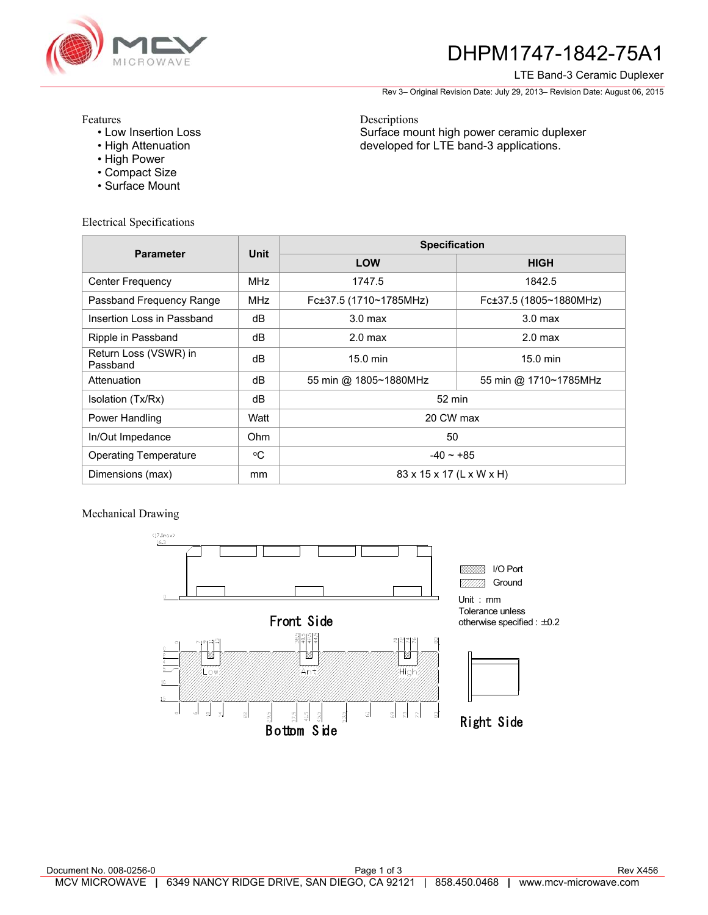# DHPM1747-1842-75A1

LTE Band-3 Ceramic Duplexer

Rev 3– Original Revision Date: July 29, 2013– Revision Date: August 06, 2015

Features
- Low Insertion Loss
- High Attenuation
- High Power
- Compact Size
- Surface Mount

Descriptions
Surface mount high power ceramic duplexer developed for LTE band-3 applications.

## Electrical Specifications

| Parameter | Unit | Specification | |
|---|---|---|---|
| | | LOW | HIGH |
| Center Frequency | MHz | 1747.5 | 1842.5 |
| Passband Frequency Range | MHz | Fc±37.5 (1710~1785MHz) | Fc±37.5 (1805~1880MHz) |
| Insertion Loss in Passband | dB | 3.0 max | 3.0 max |
| Ripple in Passband | dB | 2.0 max | 2.0 max |
| Return Loss (VSWR) in Passband | dB | 15.0 min | 15.0 min |
| Attenuation | dB | 55 min @ 1805~1880MHz | 55 min @ 1710~1785MHz |
| Isolation (Tx/Rx) | dB | 52 min | |
| Power Handling | Watt | 20 CW max | |
| In/Out Impedance | Ohm | 50 | |
| Operating Temperature | °C | -40 ~ +85 | |
| Dimensions (max) | mm | 83 x 15 x 17 (L x W x H) | |

## Mechanical Drawing

Front Side

Bottom Side

Right Side

I/O Port
Ground

Unit : mm
Tolerance unless otherwise specified : ±0.2

Document No. 008-0256-0 Rev X456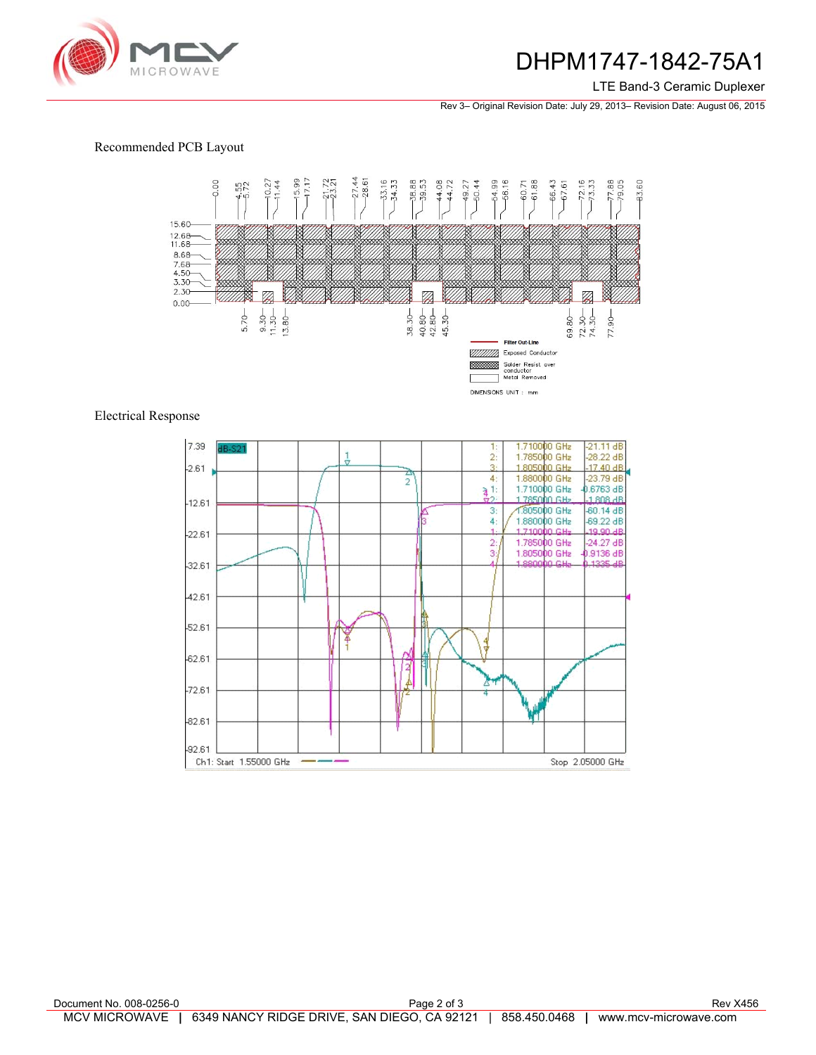## Recommended PCB Layout

## Electrical Response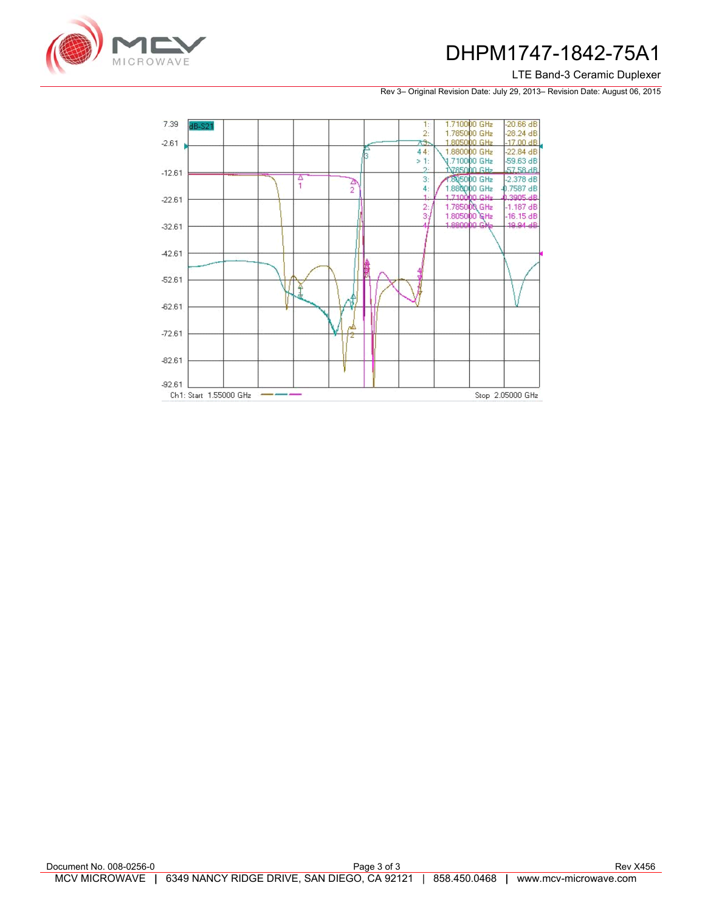# DHPM1747-1842-75A1

LTE Band-3 Ceramic Duplexer

Rev 3– Original Revision Date: July 29, 2013– Revision Date: August 06, 2015

dB-S21

7.39
-2.61
-12.61
-22.61
-32.61
-42.61
-52.61
-62.61
-72.61
-82.61
-92.61

1: 1.710000 GHz -20.66 dB
2: 1.785000 GHz -28.24 dB
3: 1.805000 GHz -17.00 dB
4: 1.880000 GHz -22.84 dB
> 1: 1.710000 GHz -59.63 dB
2: 1.785000 GHz -57.58 dB
3: 1.805000 GHz -2.378 dB
4: 1.880000 GHz -0.7587 dB
1: 1.710000 GHz -0.3905 dB
2: 1.785000 GHz -1.187 dB
3: 1.805000 GHz -16.15 dB
4: 1.880000 GHz -19.94 dB

Ch1: Start 1.55000 GHz

Stop 2.05000 GHz

Document No. 008-0256-0

Rev X456

MCV MICROWAVE | 6349 NANCY RIDGE DRIVE, SAN DIEGO, CA 92121 | 858.450.0468 | www.mcv-microwave.com